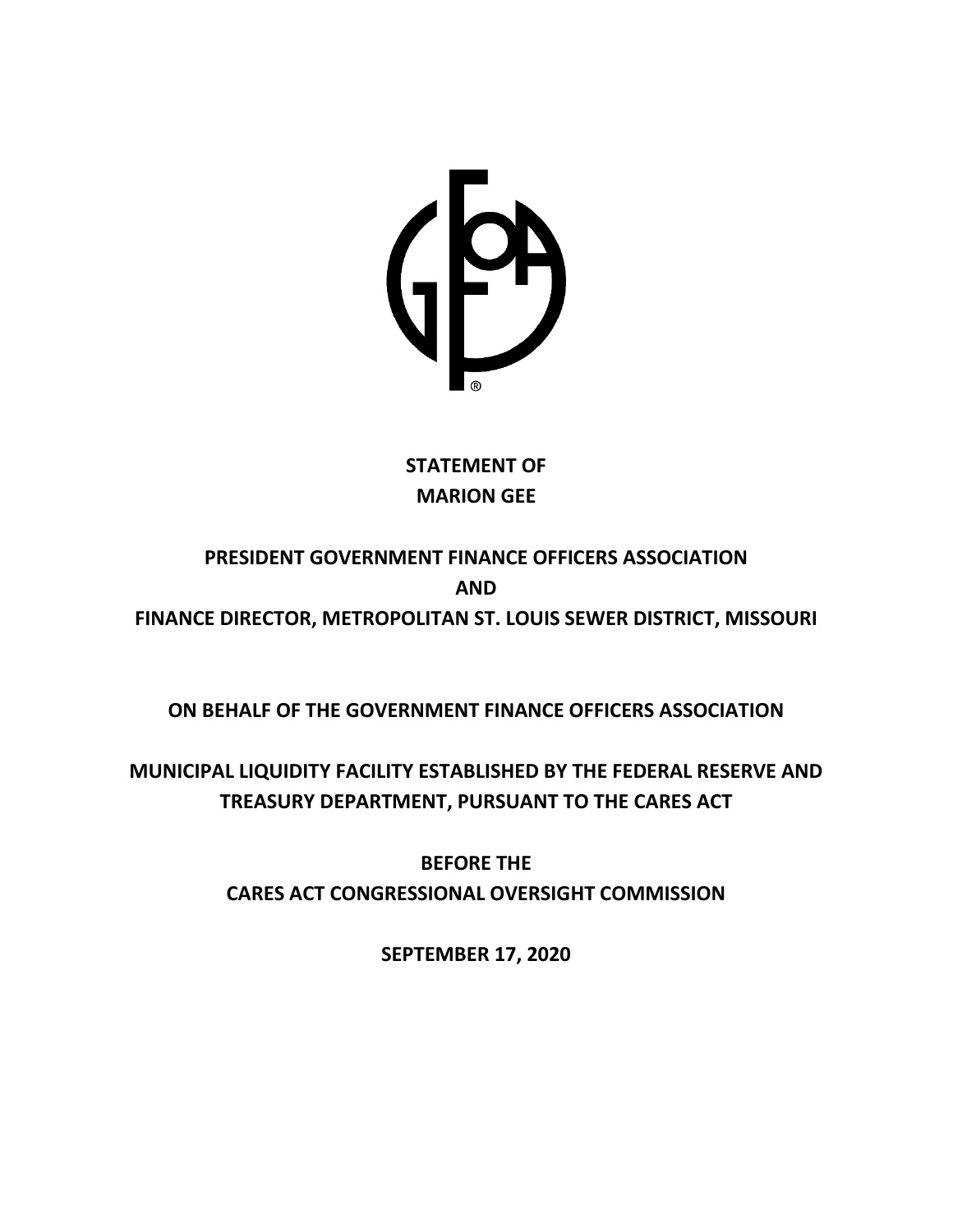**STATEMENT OF**
**MARION GEE**

**PRESIDENT GOVERNMENT FINANCE OFFICERS ASSOCIATION**
**AND**
**FINANCE DIRECTOR, METROPOLITAN ST. LOUIS SEWER DISTRICT, MISSOURI**

**ON BEHALF OF THE GOVERNMENT FINANCE OFFICERS ASSOCIATION**

**MUNICIPAL LIQUIDITY FACILITY ESTABLISHED BY THE FEDERAL RESERVE AND TREASURY DEPARTMENT, PURSUANT TO THE CARES ACT**

**BEFORE THE**
**CARES ACT CONGRESSIONAL OVERSIGHT COMMISSION**

**SEPTEMBER 17, 2020**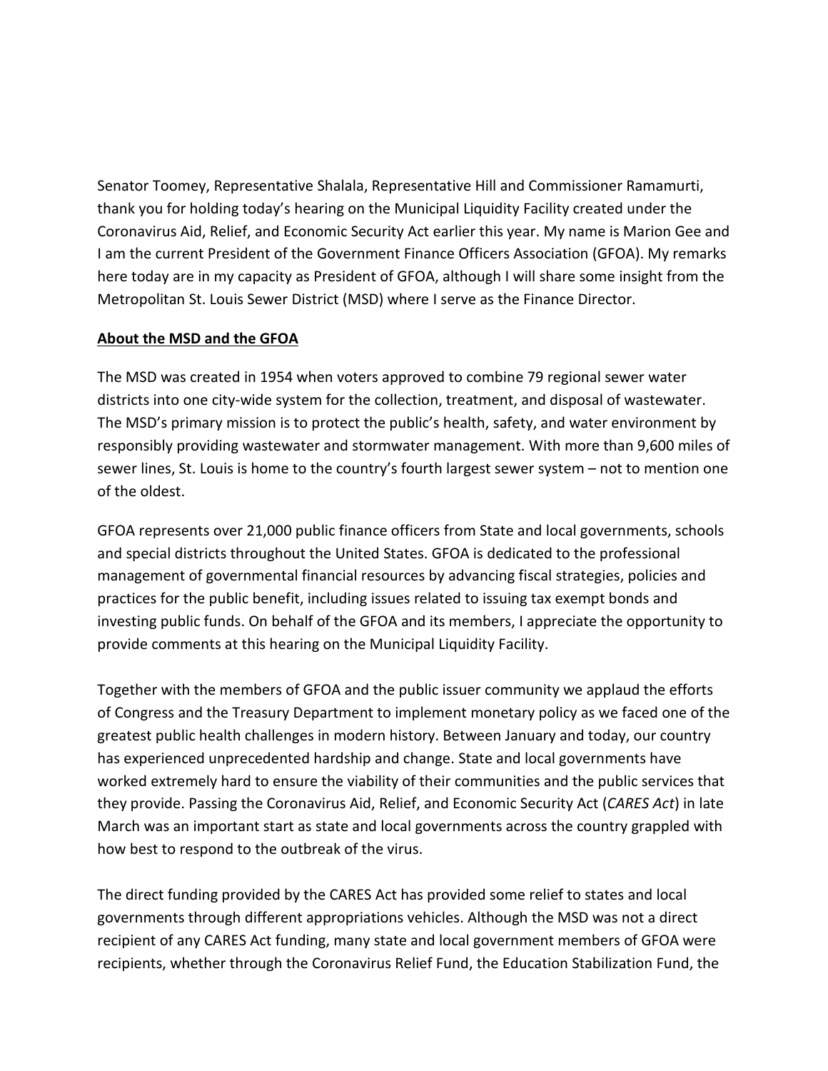Senator Toomey, Representative Shalala, Representative Hill and Commissioner Ramamurti, thank you for holding today's hearing on the Municipal Liquidity Facility created under the Coronavirus Aid, Relief, and Economic Security Act earlier this year. My name is Marion Gee and I am the current President of the Government Finance Officers Association (GFOA). My remarks here today are in my capacity as President of GFOA, although I will share some insight from the Metropolitan St. Louis Sewer District (MSD) where I serve as the Finance Director.

**<u>About the MSD and the GFOA</u>**

The MSD was created in 1954 when voters approved to combine 79 regional sewer water districts into one city-wide system for the collection, treatment, and disposal of wastewater. The MSD's primary mission is to protect the public's health, safety, and water environment by responsibly providing wastewater and stormwater management. With more than 9,600 miles of sewer lines, St. Louis is home to the country's fourth largest sewer system – not to mention one of the oldest.

GFOA represents over 21,000 public finance officers from State and local governments, schools and special districts throughout the United States. GFOA is dedicated to the professional management of governmental financial resources by advancing fiscal strategies, policies and practices for the public benefit, including issues related to issuing tax exempt bonds and investing public funds. On behalf of the GFOA and its members, I appreciate the opportunity to provide comments at this hearing on the Municipal Liquidity Facility.

Together with the members of GFOA and the public issuer community we applaud the efforts of Congress and the Treasury Department to implement monetary policy as we faced one of the greatest public health challenges in modern history. Between January and today, our country has experienced unprecedented hardship and change. State and local governments have worked extremely hard to ensure the viability of their communities and the public services that they provide. Passing the Coronavirus Aid, Relief, and Economic Security Act (*CARES Act*) in late March was an important start as state and local governments across the country grappled with how best to respond to the outbreak of the virus.

The direct funding provided by the CARES Act has provided some relief to states and local governments through different appropriations vehicles. Although the MSD was not a direct recipient of any CARES Act funding, many state and local government members of GFOA were recipients, whether through the Coronavirus Relief Fund, the Education Stabilization Fund, the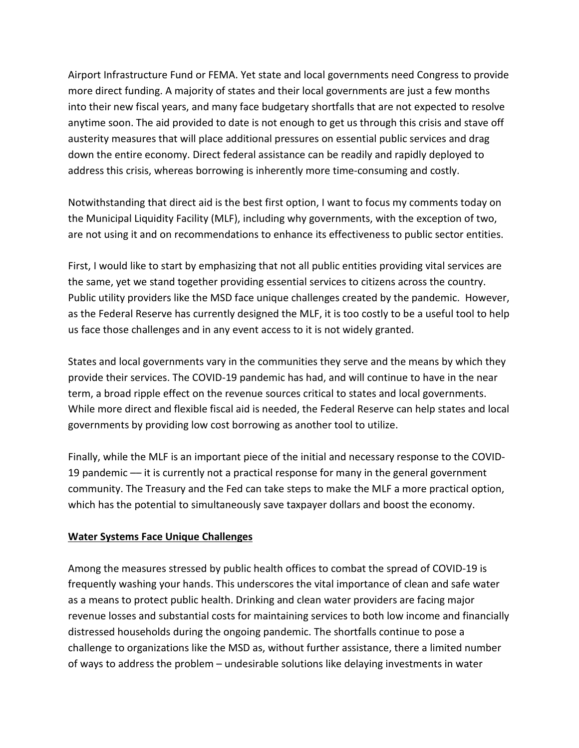Airport Infrastructure Fund or FEMA. Yet state and local governments need Congress to provide more direct funding. A majority of states and their local governments are just a few months into their new fiscal years, and many face budgetary shortfalls that are not expected to resolve anytime soon. The aid provided to date is not enough to get us through this crisis and stave off austerity measures that will place additional pressures on essential public services and drag down the entire economy. Direct federal assistance can be readily and rapidly deployed to address this crisis, whereas borrowing is inherently more time-consuming and costly.

Notwithstanding that direct aid is the best first option, I want to focus my comments today on the Municipal Liquidity Facility (MLF), including why governments, with the exception of two, are not using it and on recommendations to enhance its effectiveness to public sector entities.

First, I would like to start by emphasizing that not all public entities providing vital services are the same, yet we stand together providing essential services to citizens across the country. Public utility providers like the MSD face unique challenges created by the pandemic. However, as the Federal Reserve has currently designed the MLF, it is too costly to be a useful tool to help us face those challenges and in any event access to it is not widely granted.

States and local governments vary in the communities they serve and the means by which they provide their services. The COVID-19 pandemic has had, and will continue to have in the near term, a broad ripple effect on the revenue sources critical to states and local governments. While more direct and flexible fiscal aid is needed, the Federal Reserve can help states and local governments by providing low cost borrowing as another tool to utilize.

Finally, while the MLF is an important piece of the initial and necessary response to the COVID-19 pandemic — it is currently not a practical response for many in the general government community. The Treasury and the Fed can take steps to make the MLF a more practical option, which has the potential to simultaneously save taxpayer dollars and boost the economy.

**Water Systems Face Unique Challenges**

Among the measures stressed by public health offices to combat the spread of COVID-19 is frequently washing your hands. This underscores the vital importance of clean and safe water as a means to protect public health. Drinking and clean water providers are facing major revenue losses and substantial costs for maintaining services to both low income and financially distressed households during the ongoing pandemic. The shortfalls continue to pose a challenge to organizations like the MSD as, without further assistance, there a limited number of ways to address the problem – undesirable solutions like delaying investments in water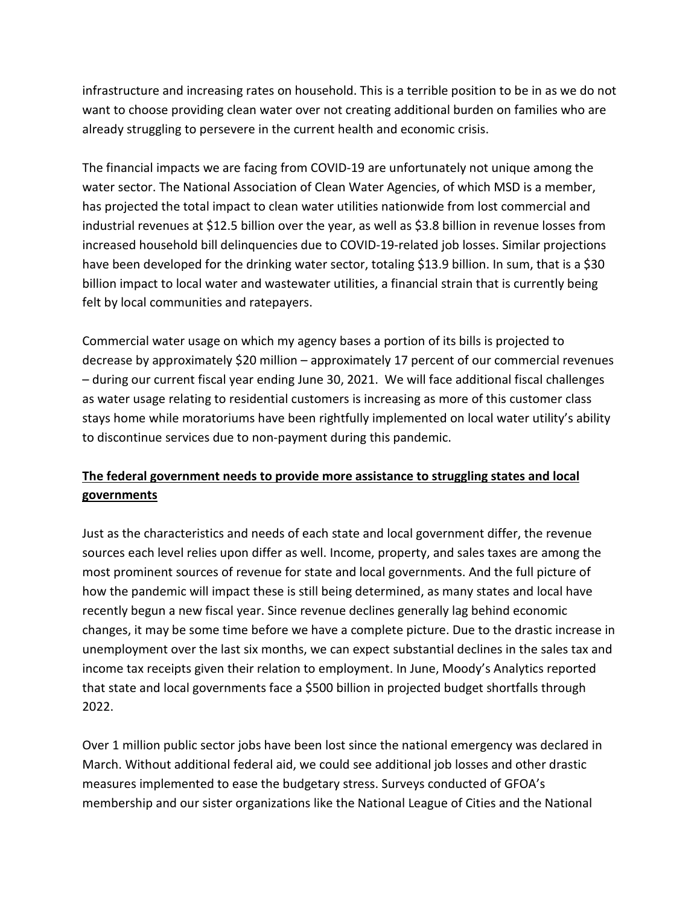infrastructure and increasing rates on household. This is a terrible position to be in as we do not want to choose providing clean water over not creating additional burden on families who are already struggling to persevere in the current health and economic crisis.

The financial impacts we are facing from COVID-19 are unfortunately not unique among the water sector. The National Association of Clean Water Agencies, of which MSD is a member, has projected the total impact to clean water utilities nationwide from lost commercial and industrial revenues at $12.5 billion over the year, as well as $3.8 billion in revenue losses from increased household bill delinquencies due to COVID-19-related job losses. Similar projections have been developed for the drinking water sector, totaling $13.9 billion. In sum, that is a $30 billion impact to local water and wastewater utilities, a financial strain that is currently being felt by local communities and ratepayers.

Commercial water usage on which my agency bases a portion of its bills is projected to decrease by approximately $20 million – approximately 17 percent of our commercial revenues – during our current fiscal year ending June 30, 2021. We will face additional fiscal challenges as water usage relating to residential customers is increasing as more of this customer class stays home while moratoriums have been rightfully implemented on local water utility's ability to discontinue services due to non-payment during this pandemic.

**The federal government needs to provide more assistance to struggling states and local governments**

Just as the characteristics and needs of each state and local government differ, the revenue sources each level relies upon differ as well. Income, property, and sales taxes are among the most prominent sources of revenue for state and local governments. And the full picture of how the pandemic will impact these is still being determined, as many states and local have recently begun a new fiscal year. Since revenue declines generally lag behind economic changes, it may be some time before we have a complete picture. Due to the drastic increase in unemployment over the last six months, we can expect substantial declines in the sales tax and income tax receipts given their relation to employment. In June, Moody's Analytics reported that state and local governments face a $500 billion in projected budget shortfalls through 2022.

Over 1 million public sector jobs have been lost since the national emergency was declared in March. Without additional federal aid, we could see additional job losses and other drastic measures implemented to ease the budgetary stress. Surveys conducted of GFOA's membership and our sister organizations like the National League of Cities and the National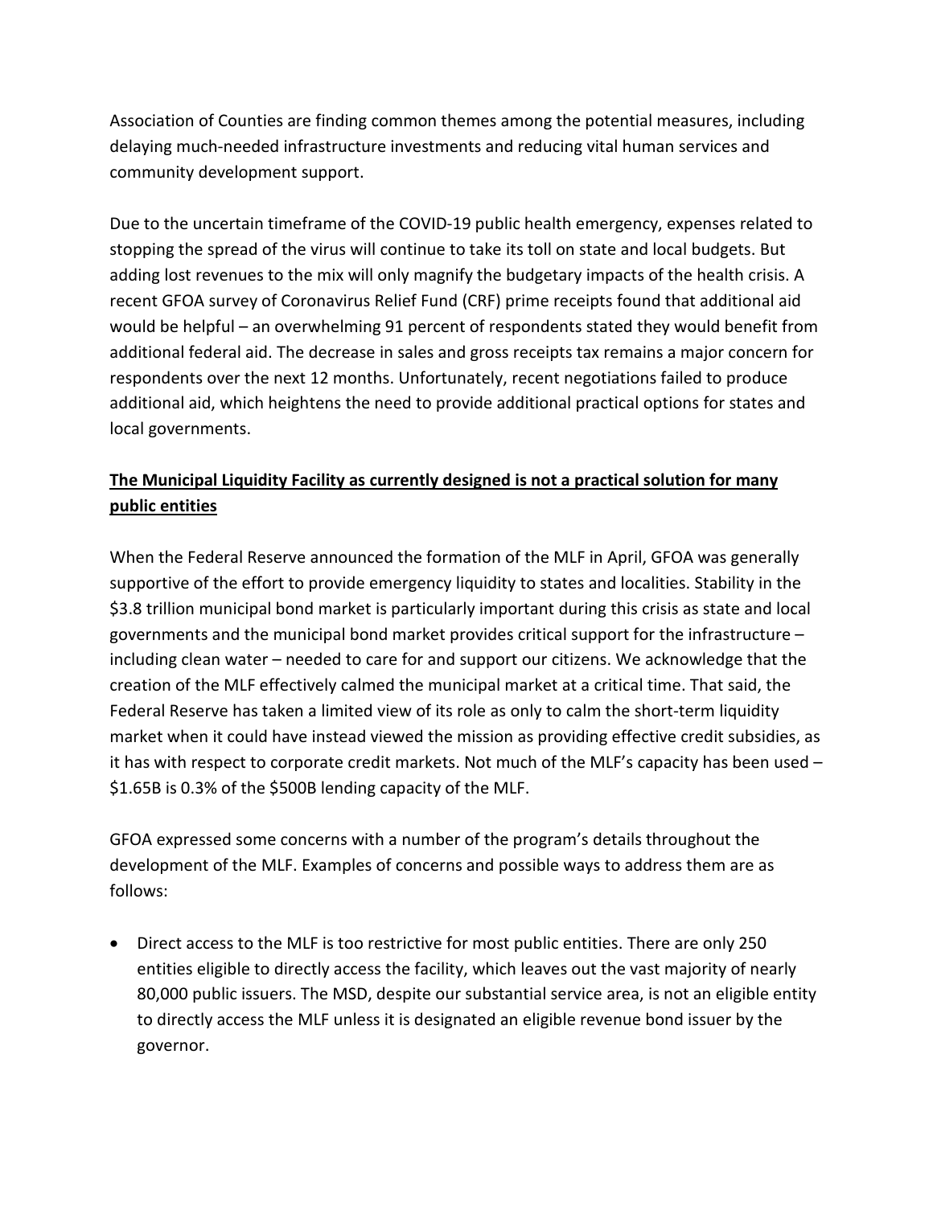Association of Counties are finding common themes among the potential measures, including delaying much-needed infrastructure investments and reducing vital human services and community development support.

Due to the uncertain timeframe of the COVID-19 public health emergency, expenses related to stopping the spread of the virus will continue to take its toll on state and local budgets. But adding lost revenues to the mix will only magnify the budgetary impacts of the health crisis. A recent GFOA survey of Coronavirus Relief Fund (CRF) prime receipts found that additional aid would be helpful – an overwhelming 91 percent of respondents stated they would benefit from additional federal aid. The decrease in sales and gross receipts tax remains a major concern for respondents over the next 12 months. Unfortunately, recent negotiations failed to produce additional aid, which heightens the need to provide additional practical options for states and local governments.

**The Municipal Liquidity Facility as currently designed is not a practical solution for many public entities**

When the Federal Reserve announced the formation of the MLF in April, GFOA was generally supportive of the effort to provide emergency liquidity to states and localities. Stability in the $3.8 trillion municipal bond market is particularly important during this crisis as state and local governments and the municipal bond market provides critical support for the infrastructure – including clean water – needed to care for and support our citizens. We acknowledge that the creation of the MLF effectively calmed the municipal market at a critical time. That said, the Federal Reserve has taken a limited view of its role as only to calm the short-term liquidity market when it could have instead viewed the mission as providing effective credit subsidies, as it has with respect to corporate credit markets. Not much of the MLF's capacity has been used – $1.65B is 0.3% of the $500B lending capacity of the MLF.

GFOA expressed some concerns with a number of the program's details throughout the development of the MLF. Examples of concerns and possible ways to address them are as follows:

- Direct access to the MLF is too restrictive for most public entities. There are only 250 entities eligible to directly access the facility, which leaves out the vast majority of nearly 80,000 public issuers. The MSD, despite our substantial service area, is not an eligible entity to directly access the MLF unless it is designated an eligible revenue bond issuer by the governor.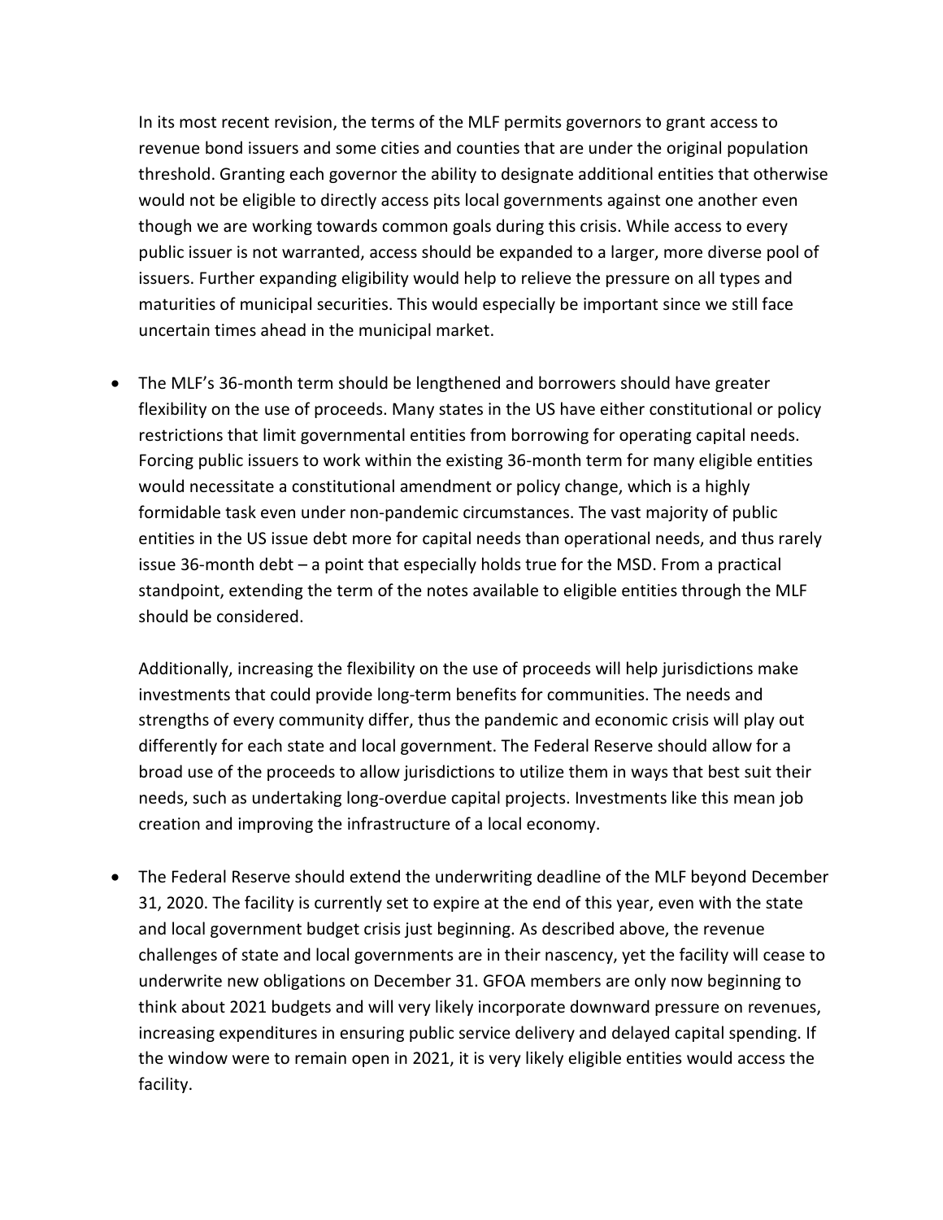In its most recent revision, the terms of the MLF permits governors to grant access to revenue bond issuers and some cities and counties that are under the original population threshold. Granting each governor the ability to designate additional entities that otherwise would not be eligible to directly access pits local governments against one another even though we are working towards common goals during this crisis. While access to every public issuer is not warranted, access should be expanded to a larger, more diverse pool of issuers. Further expanding eligibility would help to relieve the pressure on all types and maturities of municipal securities. This would especially be important since we still face uncertain times ahead in the municipal market.

- The MLF's 36-month term should be lengthened and borrowers should have greater flexibility on the use of proceeds. Many states in the US have either constitutional or policy restrictions that limit governmental entities from borrowing for operating capital needs. Forcing public issuers to work within the existing 36-month term for many eligible entities would necessitate a constitutional amendment or policy change, which is a highly formidable task even under non-pandemic circumstances. The vast majority of public entities in the US issue debt more for capital needs than operational needs, and thus rarely issue 36-month debt – a point that especially holds true for the MSD. From a practical standpoint, extending the term of the notes available to eligible entities through the MLF should be considered.

  Additionally, increasing the flexibility on the use of proceeds will help jurisdictions make investments that could provide long-term benefits for communities. The needs and strengths of every community differ, thus the pandemic and economic crisis will play out differently for each state and local government. The Federal Reserve should allow for a broad use of the proceeds to allow jurisdictions to utilize them in ways that best suit their needs, such as undertaking long-overdue capital projects. Investments like this mean job creation and improving the infrastructure of a local economy.

- The Federal Reserve should extend the underwriting deadline of the MLF beyond December 31, 2020. The facility is currently set to expire at the end of this year, even with the state and local government budget crisis just beginning. As described above, the revenue challenges of state and local governments are in their nascency, yet the facility will cease to underwrite new obligations on December 31. GFOA members are only now beginning to think about 2021 budgets and will very likely incorporate downward pressure on revenues, increasing expenditures in ensuring public service delivery and delayed capital spending. If the window were to remain open in 2021, it is very likely eligible entities would access the facility.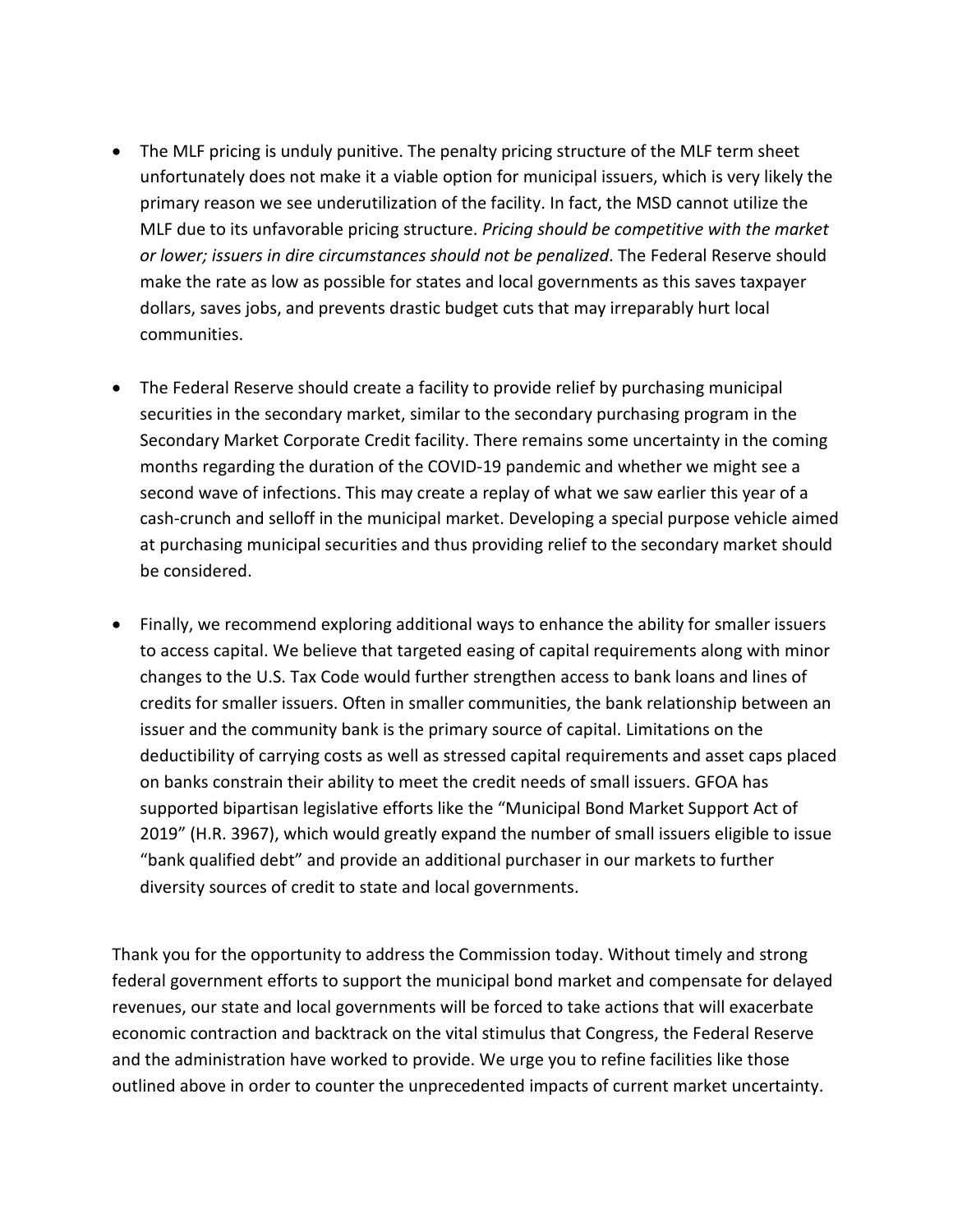- The MLF pricing is unduly punitive. The penalty pricing structure of the MLF term sheet unfortunately does not make it a viable option for municipal issuers, which is very likely the primary reason we see underutilization of the facility. In fact, the MSD cannot utilize the MLF due to its unfavorable pricing structure. *Pricing should be competitive with the market or lower; issuers in dire circumstances should not be penalized*. The Federal Reserve should make the rate as low as possible for states and local governments as this saves taxpayer dollars, saves jobs, and prevents drastic budget cuts that may irreparably hurt local communities.

- The Federal Reserve should create a facility to provide relief by purchasing municipal securities in the secondary market, similar to the secondary purchasing program in the Secondary Market Corporate Credit facility. There remains some uncertainty in the coming months regarding the duration of the COVID-19 pandemic and whether we might see a second wave of infections. This may create a replay of what we saw earlier this year of a cash-crunch and selloff in the municipal market. Developing a special purpose vehicle aimed at purchasing municipal securities and thus providing relief to the secondary market should be considered.

- Finally, we recommend exploring additional ways to enhance the ability for smaller issuers to access capital. We believe that targeted easing of capital requirements along with minor changes to the U.S. Tax Code would further strengthen access to bank loans and lines of credits for smaller issuers. Often in smaller communities, the bank relationship between an issuer and the community bank is the primary source of capital. Limitations on the deductibility of carrying costs as well as stressed capital requirements and asset caps placed on banks constrain their ability to meet the credit needs of small issuers. GFOA has supported bipartisan legislative efforts like the "Municipal Bond Market Support Act of 2019" (H.R. 3967), which would greatly expand the number of small issuers eligible to issue "bank qualified debt" and provide an additional purchaser in our markets to further diversity sources of credit to state and local governments.

Thank you for the opportunity to address the Commission today. Without timely and strong federal government efforts to support the municipal bond market and compensate for delayed revenues, our state and local governments will be forced to take actions that will exacerbate economic contraction and backtrack on the vital stimulus that Congress, the Federal Reserve and the administration have worked to provide. We urge you to refine facilities like those outlined above in order to counter the unprecedented impacts of current market uncertainty.